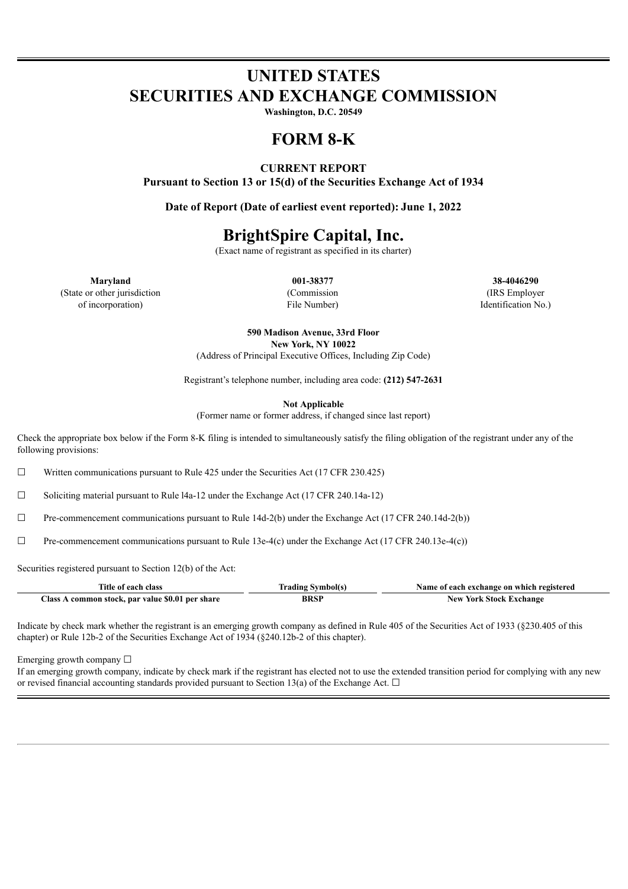# UNITED STATES
# SECURITIES AND EXCHANGE COMMISSION

**Washington, D.C. 20549**

# FORM 8-K

**CURRENT REPORT**

**Pursuant to Section 13 or 15(d) of the Securities Exchange Act of 1934**

**Date of Report (Date of earliest event reported): June 1, 2022**

# BrightSpire Capital, Inc.

(Exact name of registrant as specified in its charter)

| | | |
|---|---|---|
| **Maryland** | **001-38377** | **38-4046290** |
| (State or other jurisdiction of incorporation) | (Commission File Number) | (IRS Employer Identification No.) |

**590 Madison Avenue, 33rd Floor**
**New York, NY 10022**
(Address of Principal Executive Offices, Including Zip Code)

Registrant's telephone number, including area code: **(212) 547-2631**

**Not Applicable**
(Former name or former address, if changed since last report)

Check the appropriate box below if the Form 8-K filing is intended to simultaneously satisfy the filing obligation of the registrant under any of the following provisions:

☐ Written communications pursuant to Rule 425 under the Securities Act (17 CFR 230.425)

☐ Soliciting material pursuant to Rule l4a-12 under the Exchange Act (17 CFR 240.14a-12)

☐ Pre-commencement communications pursuant to Rule 14d-2(b) under the Exchange Act (17 CFR 240.14d-2(b))

☐ Pre-commencement communications pursuant to Rule 13e-4(c) under the Exchange Act (17 CFR 240.13e-4(c))

Securities registered pursuant to Section 12(b) of the Act:

| Title of each class | Trading Symbol(s) | Name of each exchange on which registered |
|---|---|---|
| **Class A common stock, par value $0.01 per share** | **BRSP** | **New York Stock Exchange** |

Indicate by check mark whether the registrant is an emerging growth company as defined in Rule 405 of the Securities Act of 1933 (§230.405 of this chapter) or Rule 12b-2 of the Securities Exchange Act of 1934 (§240.12b-2 of this chapter).

Emerging growth company ☐

If an emerging growth company, indicate by check mark if the registrant has elected not to use the extended transition period for complying with any new or revised financial accounting standards provided pursuant to Section 13(a) of the Exchange Act. ☐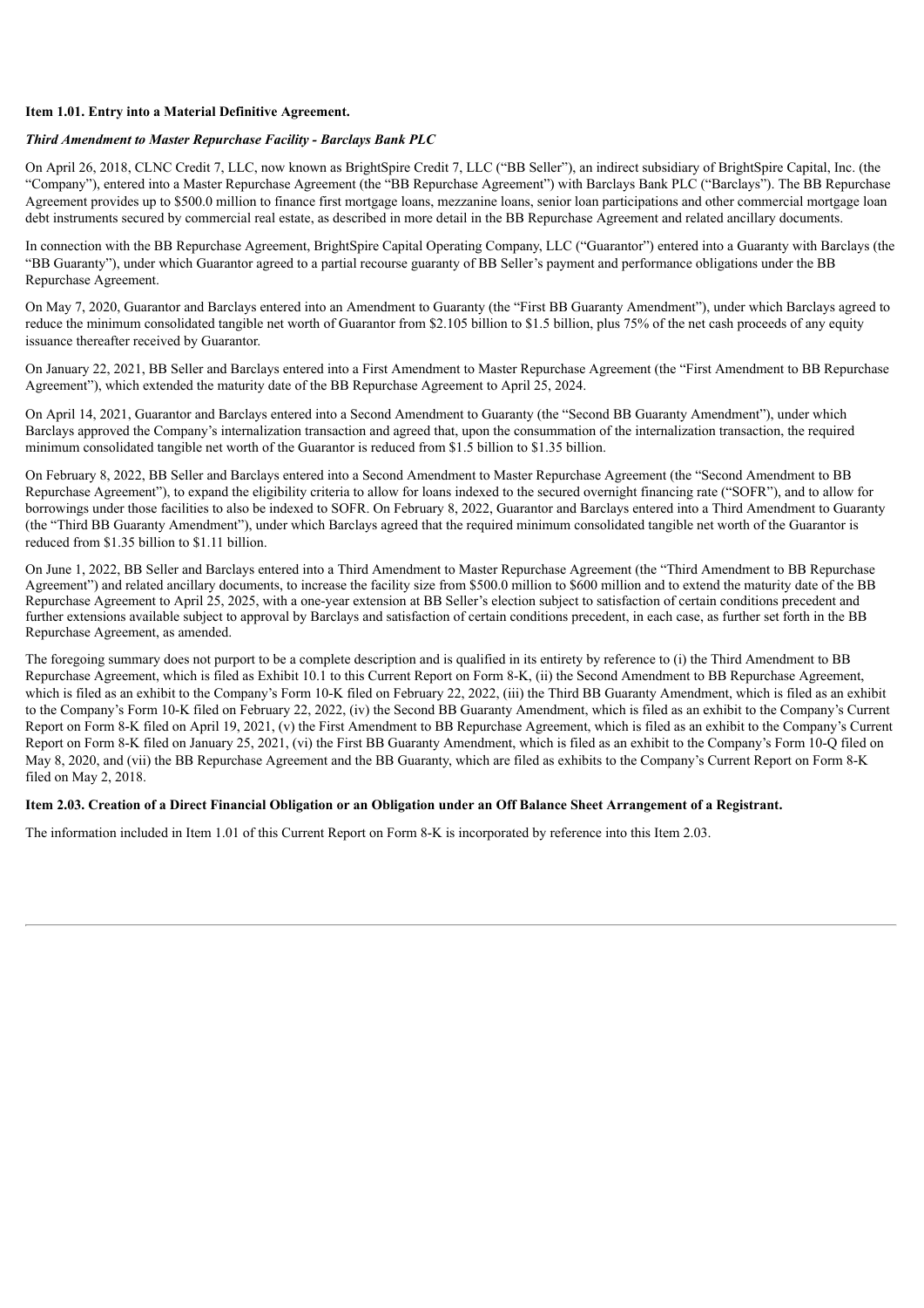**Item 1.01. Entry into a Material Definitive Agreement.**

***Third Amendment to Master Repurchase Facility - Barclays Bank PLC***

On April 26, 2018, CLNC Credit 7, LLC, now known as BrightSpire Credit 7, LLC ("BB Seller"), an indirect subsidiary of BrightSpire Capital, Inc. (the "Company"), entered into a Master Repurchase Agreement (the "BB Repurchase Agreement") with Barclays Bank PLC ("Barclays"). The BB Repurchase Agreement provides up to $500.0 million to finance first mortgage loans, mezzanine loans, senior loan participations and other commercial mortgage loan debt instruments secured by commercial real estate, as described in more detail in the BB Repurchase Agreement and related ancillary documents.

In connection with the BB Repurchase Agreement, BrightSpire Capital Operating Company, LLC ("Guarantor") entered into a Guaranty with Barclays (the "BB Guaranty"), under which Guarantor agreed to a partial recourse guaranty of BB Seller's payment and performance obligations under the BB Repurchase Agreement.

On May 7, 2020, Guarantor and Barclays entered into an Amendment to Guaranty (the "First BB Guaranty Amendment"), under which Barclays agreed to reduce the minimum consolidated tangible net worth of Guarantor from $2.105 billion to $1.5 billion, plus 75% of the net cash proceeds of any equity issuance thereafter received by Guarantor.

On January 22, 2021, BB Seller and Barclays entered into a First Amendment to Master Repurchase Agreement (the "First Amendment to BB Repurchase Agreement"), which extended the maturity date of the BB Repurchase Agreement to April 25, 2024.

On April 14, 2021, Guarantor and Barclays entered into a Second Amendment to Guaranty (the "Second BB Guaranty Amendment"), under which Barclays approved the Company's internalization transaction and agreed that, upon the consummation of the internalization transaction, the required minimum consolidated tangible net worth of the Guarantor is reduced from $1.5 billion to $1.35 billion.

On February 8, 2022, BB Seller and Barclays entered into a Second Amendment to Master Repurchase Agreement (the "Second Amendment to BB Repurchase Agreement"), to expand the eligibility criteria to allow for loans indexed to the secured overnight financing rate ("SOFR"), and to allow for borrowings under those facilities to also be indexed to SOFR. On February 8, 2022, Guarantor and Barclays entered into a Third Amendment to Guaranty (the "Third BB Guaranty Amendment"), under which Barclays agreed that the required minimum consolidated tangible net worth of the Guarantor is reduced from $1.35 billion to $1.11 billion.

On June 1, 2022, BB Seller and Barclays entered into a Third Amendment to Master Repurchase Agreement (the "Third Amendment to BB Repurchase Agreement") and related ancillary documents, to increase the facility size from $500.0 million to $600 million and to extend the maturity date of the BB Repurchase Agreement to April 25, 2025, with a one-year extension at BB Seller's election subject to satisfaction of certain conditions precedent and further extensions available subject to approval by Barclays and satisfaction of certain conditions precedent, in each case, as further set forth in the BB Repurchase Agreement, as amended.

The foregoing summary does not purport to be a complete description and is qualified in its entirety by reference to (i) the Third Amendment to BB Repurchase Agreement, which is filed as Exhibit 10.1 to this Current Report on Form 8-K, (ii) the Second Amendment to BB Repurchase Agreement, which is filed as an exhibit to the Company's Form 10-K filed on February 22, 2022, (iii) the Third BB Guaranty Amendment, which is filed as an exhibit to the Company's Form 10-K filed on February 22, 2022, (iv) the Second BB Guaranty Amendment, which is filed as an exhibit to the Company's Current Report on Form 8-K filed on April 19, 2021, (v) the First Amendment to BB Repurchase Agreement, which is filed as an exhibit to the Company's Current Report on Form 8-K filed on January 25, 2021, (vi) the First BB Guaranty Amendment, which is filed as an exhibit to the Company's Form 10-Q filed on May 8, 2020, and (vii) the BB Repurchase Agreement and the BB Guaranty, which are filed as exhibits to the Company's Current Report on Form 8-K filed on May 2, 2018.

**Item 2.03. Creation of a Direct Financial Obligation or an Obligation under an Off Balance Sheet Arrangement of a Registrant.**

The information included in Item 1.01 of this Current Report on Form 8-K is incorporated by reference into this Item 2.03.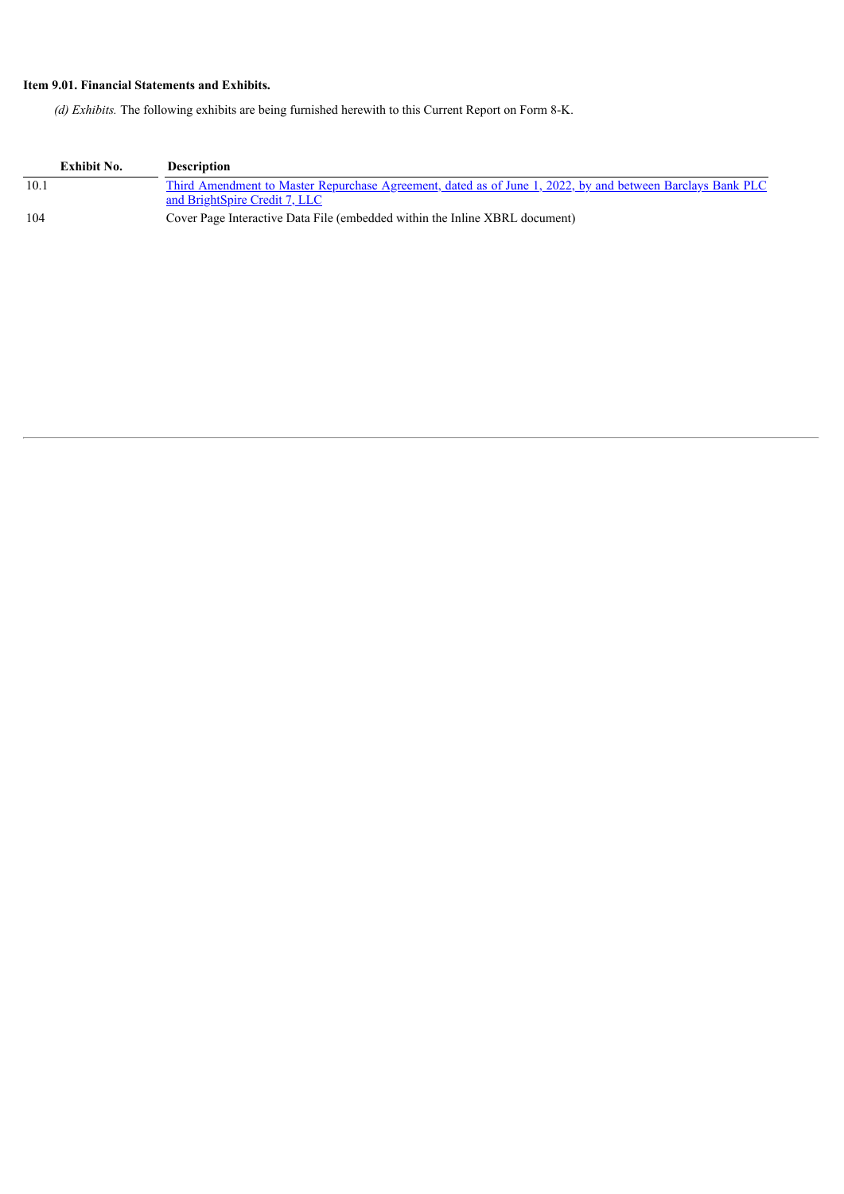**Item 9.01. Financial Statements and Exhibits.**

*(d) Exhibits.* The following exhibits are being furnished herewith to this Current Report on Form 8-K.

| Exhibit No. | Description |
|---|---|
| 10.1 | Third Amendment to Master Repurchase Agreement, dated as of June 1, 2022, by and between Barclays Bank PLC and BrightSpire Credit 7, LLC |
| 104 | Cover Page Interactive Data File (embedded within the Inline XBRL document) |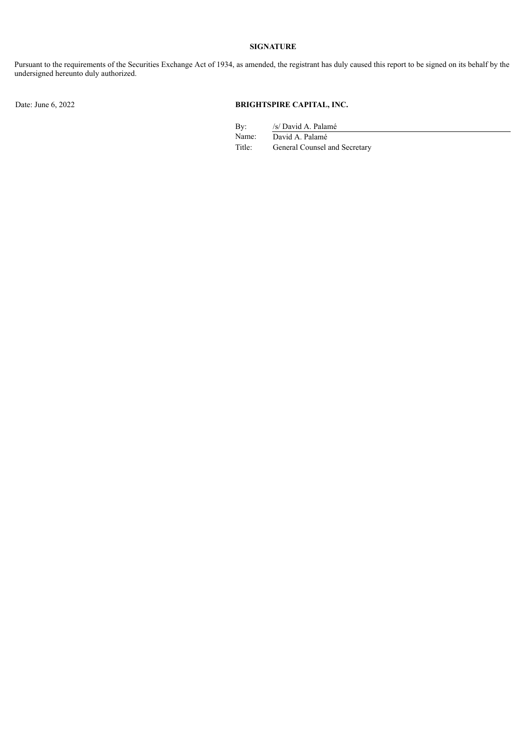**SIGNATURE**

Pursuant to the requirements of the Securities Exchange Act of 1934, as amended, the registrant has duly caused this report to be signed on its behalf by the undersigned hereunto duly authorized.

Date: June 6, 2022

**BRIGHTSPIRE CAPITAL, INC.**

| | |
|---|---|
| By: | /s/ David A. Palamé |
| Name: | David A. Palamé |
| Title: | General Counsel and Secretary |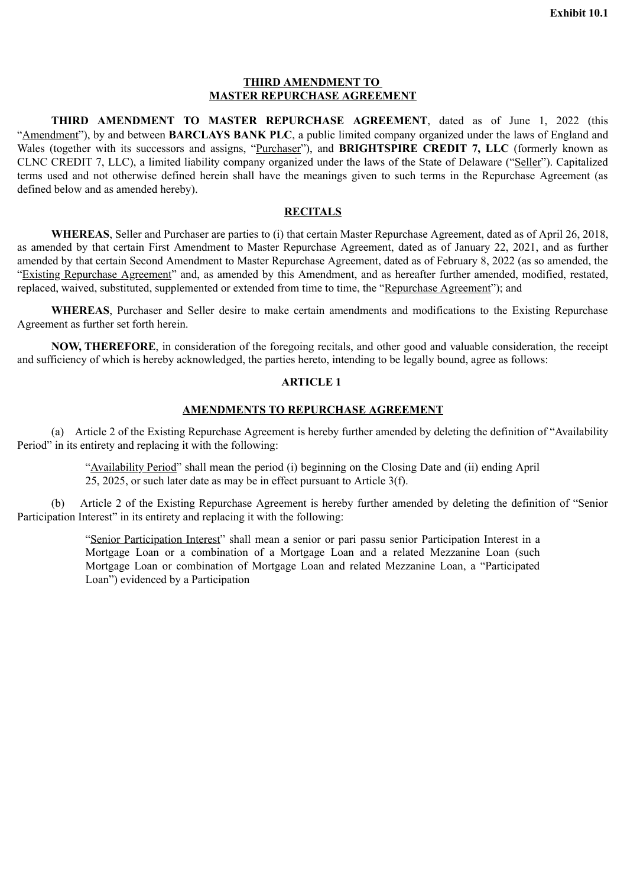**Exhibit 10.1**

**THIRD AMENDMENT TO MASTER REPURCHASE AGREEMENT**

**THIRD AMENDMENT TO MASTER REPURCHASE AGREEMENT**, dated as of June 1, 2022 (this "Amendment"), by and between **BARCLAYS BANK PLC**, a public limited company organized under the laws of England and Wales (together with its successors and assigns, "Purchaser"), and **BRIGHTSPIRE CREDIT 7, LLC** (formerly known as CLNC CREDIT 7, LLC), a limited liability company organized under the laws of the State of Delaware ("Seller"). Capitalized terms used and not otherwise defined herein shall have the meanings given to such terms in the Repurchase Agreement (as defined below and as amended hereby).

**RECITALS**

**WHEREAS**, Seller and Purchaser are parties to (i) that certain Master Repurchase Agreement, dated as of April 26, 2018, as amended by that certain First Amendment to Master Repurchase Agreement, dated as of January 22, 2021, and as further amended by that certain Second Amendment to Master Repurchase Agreement, dated as of February 8, 2022 (as so amended, the "Existing Repurchase Agreement" and, as amended by this Amendment, and as hereafter further amended, modified, restated, replaced, waived, substituted, supplemented or extended from time to time, the "Repurchase Agreement"); and

**WHEREAS**, Purchaser and Seller desire to make certain amendments and modifications to the Existing Repurchase Agreement as further set forth herein.

**NOW, THEREFORE**, in consideration of the foregoing recitals, and other good and valuable consideration, the receipt and sufficiency of which is hereby acknowledged, the parties hereto, intending to be legally bound, agree as follows:

**ARTICLE 1**

**AMENDMENTS TO REPURCHASE AGREEMENT**

(a) Article 2 of the Existing Repurchase Agreement is hereby further amended by deleting the definition of "Availability Period" in its entirety and replacing it with the following:

> "Availability Period" shall mean the period (i) beginning on the Closing Date and (ii) ending April 25, 2025, or such later date as may be in effect pursuant to Article 3(f).

(b) Article 2 of the Existing Repurchase Agreement is hereby further amended by deleting the definition of "Senior Participation Interest" in its entirety and replacing it with the following:

> "Senior Participation Interest" shall mean a senior or pari passu senior Participation Interest in a Mortgage Loan or a combination of a Mortgage Loan and a related Mezzanine Loan (such Mortgage Loan or combination of Mortgage Loan and related Mezzanine Loan, a "Participated Loan") evidenced by a Participation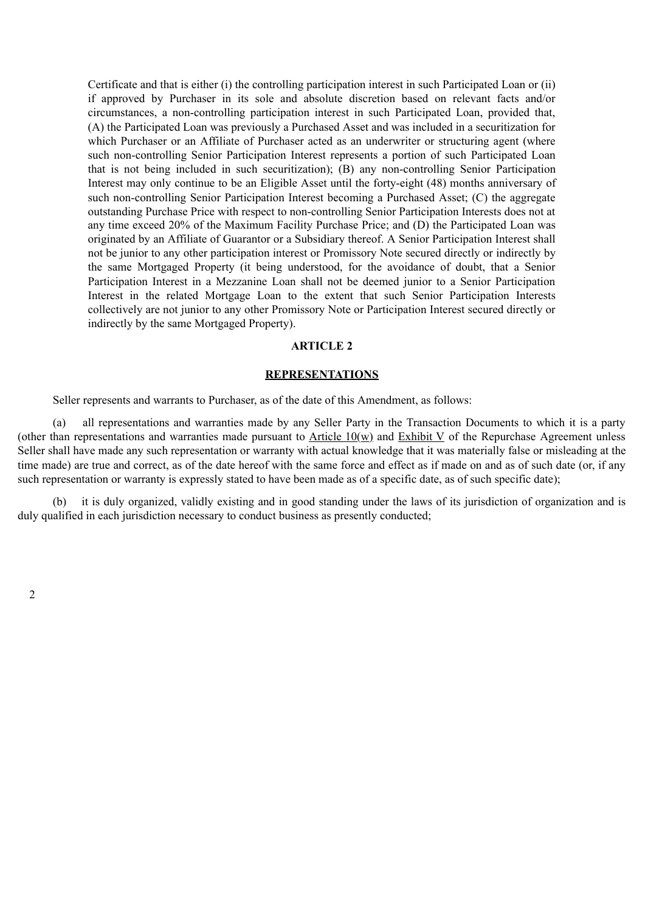Certificate and that is either (i) the controlling participation interest in such Participated Loan or (ii) if approved by Purchaser in its sole and absolute discretion based on relevant facts and/or circumstances, a non-controlling participation interest in such Participated Loan, provided that, (A) the Participated Loan was previously a Purchased Asset and was included in a securitization for which Purchaser or an Affiliate of Purchaser acted as an underwriter or structuring agent (where such non-controlling Senior Participation Interest represents a portion of such Participated Loan that is not being included in such securitization); (B) any non-controlling Senior Participation Interest may only continue to be an Eligible Asset until the forty-eight (48) months anniversary of such non-controlling Senior Participation Interest becoming a Purchased Asset; (C) the aggregate outstanding Purchase Price with respect to non-controlling Senior Participation Interests does not at any time exceed 20% of the Maximum Facility Purchase Price; and (D) the Participated Loan was originated by an Affiliate of Guarantor or a Subsidiary thereof. A Senior Participation Interest shall not be junior to any other participation interest or Promissory Note secured directly or indirectly by the same Mortgaged Property (it being understood, for the avoidance of doubt, that a Senior Participation Interest in a Mezzanine Loan shall not be deemed junior to a Senior Participation Interest in the related Mortgage Loan to the extent that such Senior Participation Interests collectively are not junior to any other Promissory Note or Participation Interest secured directly or indirectly by the same Mortgaged Property).

## ARTICLE 2

## REPRESENTATIONS

Seller represents and warrants to Purchaser, as of the date of this Amendment, as follows:

(a) all representations and warranties made by any Seller Party in the Transaction Documents to which it is a party (other than representations and warranties made pursuant to Article 10(w) and Exhibit V of the Repurchase Agreement unless Seller shall have made any such representation or warranty with actual knowledge that it was materially false or misleading at the time made) are true and correct, as of the date hereof with the same force and effect as if made on and as of such date (or, if any such representation or warranty is expressly stated to have been made as of a specific date, as of such specific date);

(b) it is duly organized, validly existing and in good standing under the laws of its jurisdiction of organization and is duly qualified in each jurisdiction necessary to conduct business as presently conducted;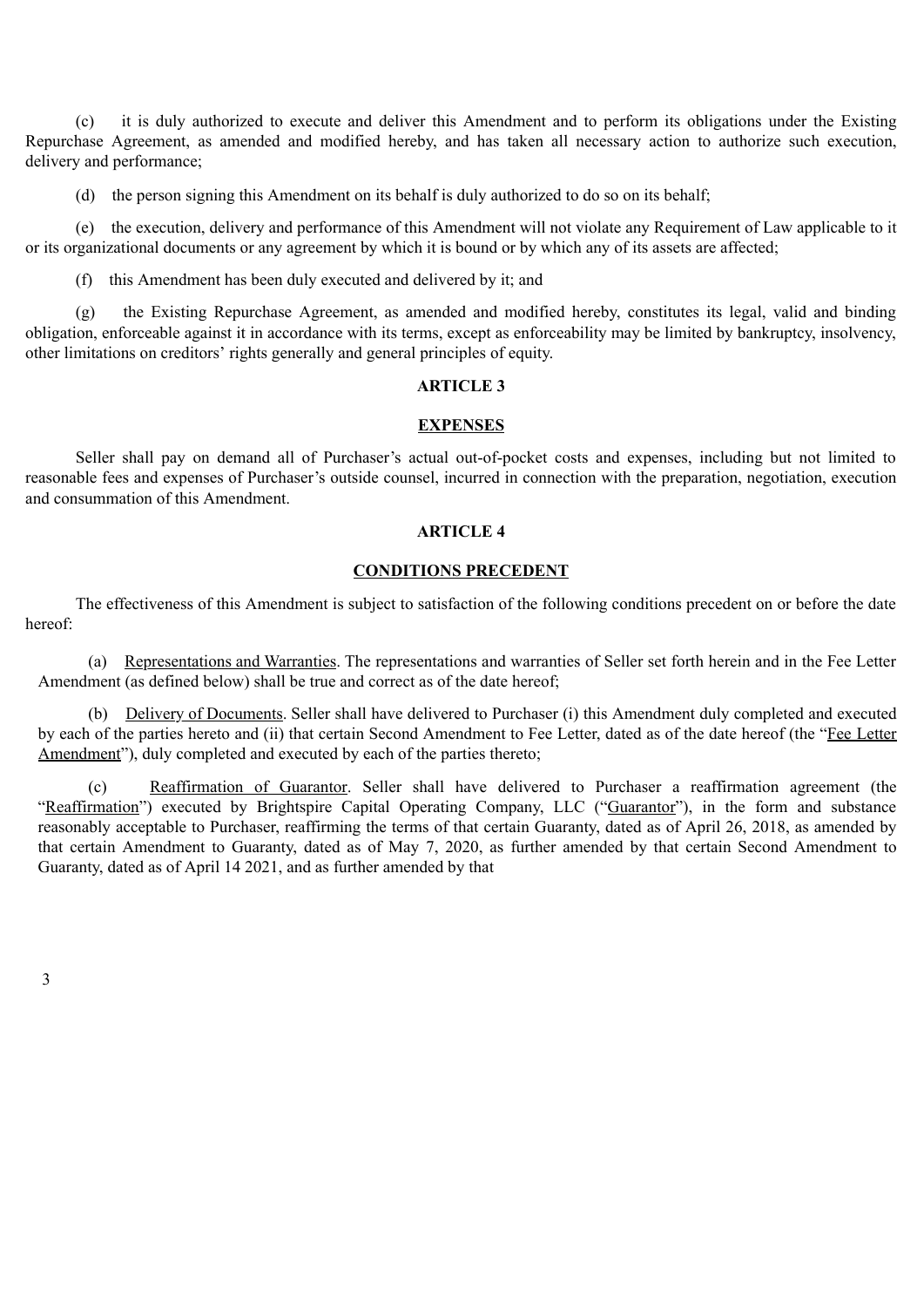(c) it is duly authorized to execute and deliver this Amendment and to perform its obligations under the Existing Repurchase Agreement, as amended and modified hereby, and has taken all necessary action to authorize such execution, delivery and performance;

(d) the person signing this Amendment on its behalf is duly authorized to do so on its behalf;

(e) the execution, delivery and performance of this Amendment will not violate any Requirement of Law applicable to it or its organizational documents or any agreement by which it is bound or by which any of its assets are affected;

(f) this Amendment has been duly executed and delivered by it; and

(g) the Existing Repurchase Agreement, as amended and modified hereby, constitutes its legal, valid and binding obligation, enforceable against it in accordance with its terms, except as enforceability may be limited by bankruptcy, insolvency, other limitations on creditors' rights generally and general principles of equity.

**ARTICLE 3**

**EXPENSES**

Seller shall pay on demand all of Purchaser's actual out-of-pocket costs and expenses, including but not limited to reasonable fees and expenses of Purchaser's outside counsel, incurred in connection with the preparation, negotiation, execution and consummation of this Amendment.

**ARTICLE 4**

**CONDITIONS PRECEDENT**

The effectiveness of this Amendment is subject to satisfaction of the following conditions precedent on or before the date hereof:

(a) Representations and Warranties. The representations and warranties of Seller set forth herein and in the Fee Letter Amendment (as defined below) shall be true and correct as of the date hereof;

(b) Delivery of Documents. Seller shall have delivered to Purchaser (i) this Amendment duly completed and executed by each of the parties hereto and (ii) that certain Second Amendment to Fee Letter, dated as of the date hereof (the "Fee Letter Amendment"), duly completed and executed by each of the parties thereto;

(c) Reaffirmation of Guarantor. Seller shall have delivered to Purchaser a reaffirmation agreement (the "Reaffirmation") executed by Brightspire Capital Operating Company, LLC ("Guarantor"), in the form and substance reasonably acceptable to Purchaser, reaffirming the terms of that certain Guaranty, dated as of April 26, 2018, as amended by that certain Amendment to Guaranty, dated as of May 7, 2020, as further amended by that certain Second Amendment to Guaranty, dated as of April 14 2021, and as further amended by that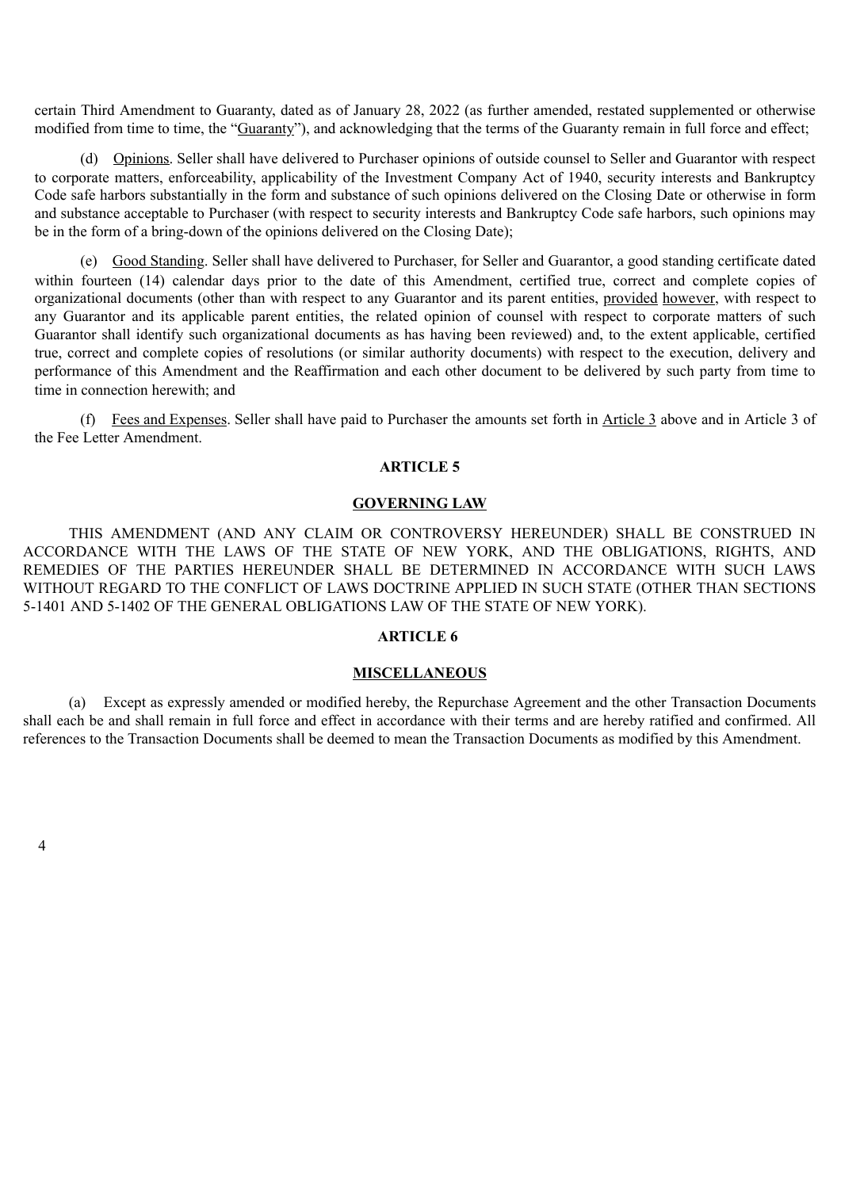certain Third Amendment to Guaranty, dated as of January 28, 2022 (as further amended, restated supplemented or otherwise modified from time to time, the "Guaranty"), and acknowledging that the terms of the Guaranty remain in full force and effect;

(d) Opinions. Seller shall have delivered to Purchaser opinions of outside counsel to Seller and Guarantor with respect to corporate matters, enforceability, applicability of the Investment Company Act of 1940, security interests and Bankruptcy Code safe harbors substantially in the form and substance of such opinions delivered on the Closing Date or otherwise in form and substance acceptable to Purchaser (with respect to security interests and Bankruptcy Code safe harbors, such opinions may be in the form of a bring-down of the opinions delivered on the Closing Date);

(e) Good Standing. Seller shall have delivered to Purchaser, for Seller and Guarantor, a good standing certificate dated within fourteen (14) calendar days prior to the date of this Amendment, certified true, correct and complete copies of organizational documents (other than with respect to any Guarantor and its parent entities, provided however, with respect to any Guarantor and its applicable parent entities, the related opinion of counsel with respect to corporate matters of such Guarantor shall identify such organizational documents as has having been reviewed) and, to the extent applicable, certified true, correct and complete copies of resolutions (or similar authority documents) with respect to the execution, delivery and performance of this Amendment and the Reaffirmation and each other document to be delivered by such party from time to time in connection herewith; and

(f) Fees and Expenses. Seller shall have paid to Purchaser the amounts set forth in Article 3 above and in Article 3 of the Fee Letter Amendment.

## ARTICLE 5

## GOVERNING LAW

THIS AMENDMENT (AND ANY CLAIM OR CONTROVERSY HEREUNDER) SHALL BE CONSTRUED IN ACCORDANCE WITH THE LAWS OF THE STATE OF NEW YORK, AND THE OBLIGATIONS, RIGHTS, AND REMEDIES OF THE PARTIES HEREUNDER SHALL BE DETERMINED IN ACCORDANCE WITH SUCH LAWS WITHOUT REGARD TO THE CONFLICT OF LAWS DOCTRINE APPLIED IN SUCH STATE (OTHER THAN SECTIONS 5-1401 AND 5-1402 OF THE GENERAL OBLIGATIONS LAW OF THE STATE OF NEW YORK).

## ARTICLE 6

## MISCELLANEOUS

(a) Except as expressly amended or modified hereby, the Repurchase Agreement and the other Transaction Documents shall each be and shall remain in full force and effect in accordance with their terms and are hereby ratified and confirmed. All references to the Transaction Documents shall be deemed to mean the Transaction Documents as modified by this Amendment.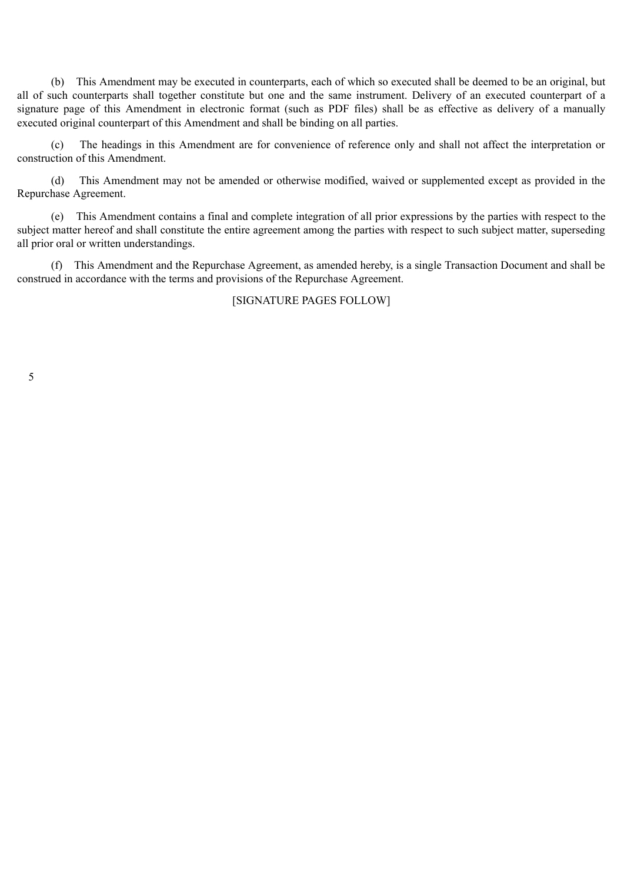(b) This Amendment may be executed in counterparts, each of which so executed shall be deemed to be an original, but all of such counterparts shall together constitute but one and the same instrument. Delivery of an executed counterpart of a signature page of this Amendment in electronic format (such as PDF files) shall be as effective as delivery of a manually executed original counterpart of this Amendment and shall be binding on all parties.

(c) The headings in this Amendment are for convenience of reference only and shall not affect the interpretation or construction of this Amendment.

(d) This Amendment may not be amended or otherwise modified, waived or supplemented except as provided in the Repurchase Agreement.

(e) This Amendment contains a final and complete integration of all prior expressions by the parties with respect to the subject matter hereof and shall constitute the entire agreement among the parties with respect to such subject matter, superseding all prior oral or written understandings.

(f) This Amendment and the Repurchase Agreement, as amended hereby, is a single Transaction Document and shall be construed in accordance with the terms and provisions of the Repurchase Agreement.

[SIGNATURE PAGES FOLLOW]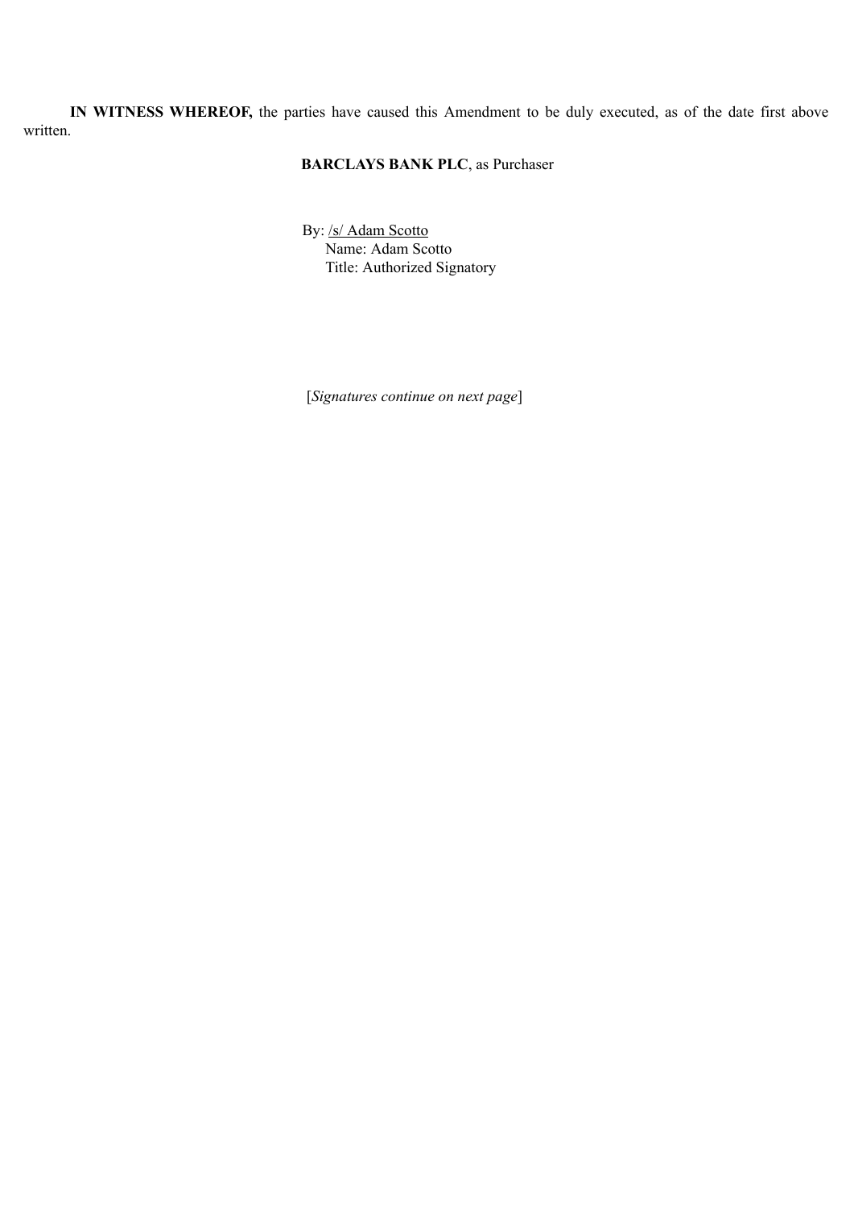**IN WITNESS WHEREOF,** the parties have caused this Amendment to be duly executed, as of the date first above written.

**BARCLAYS BANK PLC**, as Purchaser

By: /s/ Adam Scotto
Name: Adam Scotto
Title: Authorized Signatory

[*Signatures continue on next page*]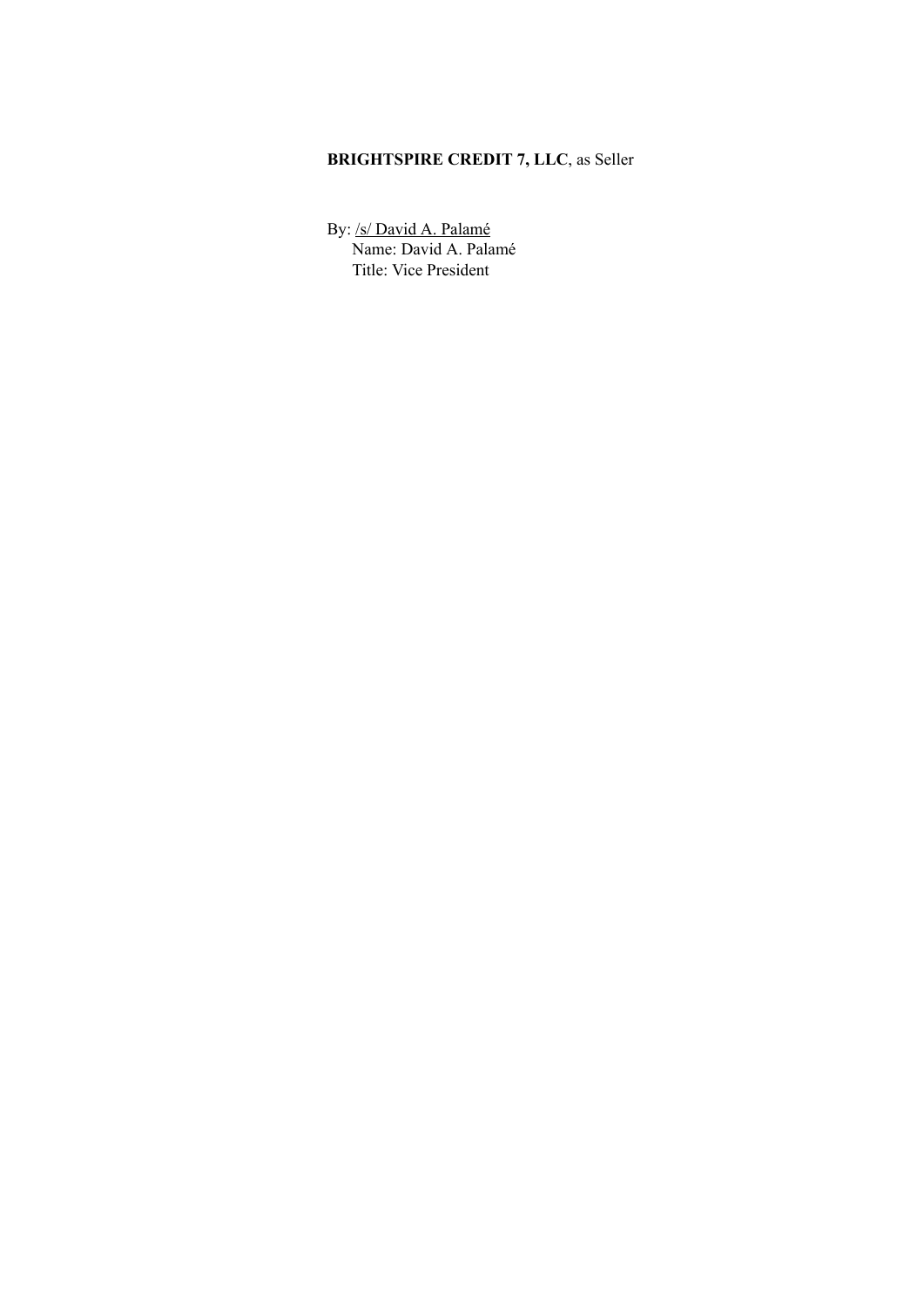**BRIGHTSPIRE CREDIT 7, LLC**, as Seller

By: /s/ David A. Palamé
Name: David A. Palamé
Title: Vice President